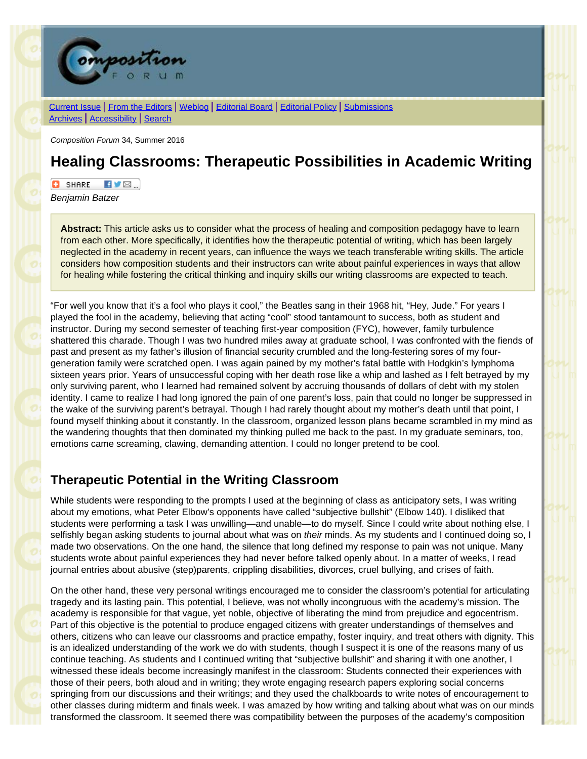Current Issue | From the Editors | Weblog | Editorial Board | Editorial Policy | Submissions
Archives | Accessibility | Search

*Composition Forum* 34, Summer 2016

# Healing Classrooms: Therapeutic Possibilities in Academic Writing

*Benjamin Batzer*

> **Abstract:** This article asks us to consider what the process of healing and composition pedagogy have to learn from each other. More specifically, it identifies how the therapeutic potential of writing, which has been largely neglected in the academy in recent years, can influence the ways we teach transferable writing skills. The article considers how composition students and their instructors can write about painful experiences in ways that allow for healing while fostering the critical thinking and inquiry skills our writing classrooms are expected to teach.

"For well you know that it's a fool who plays it cool," the Beatles sang in their 1968 hit, "Hey, Jude." For years I played the fool in the academy, believing that acting "cool" stood tantamount to success, both as student and instructor. During my second semester of teaching first-year composition (FYC), however, family turbulence shattered this charade. Though I was two hundred miles away at graduate school, I was confronted with the fiends of past and present as my father's illusion of financial security crumbled and the long-festering sores of my four-generation family were scratched open. I was again pained by my mother's fatal battle with Hodgkin's lymphoma sixteen years prior. Years of unsuccessful coping with her death rose like a whip and lashed as I felt betrayed by my only surviving parent, who I learned had remained solvent by accruing thousands of dollars of debt with my stolen identity. I came to realize I had long ignored the pain of one parent's loss, pain that could no longer be suppressed in the wake of the surviving parent's betrayal. Though I had rarely thought about my mother's death until that point, I found myself thinking about it constantly. In the classroom, organized lesson plans became scrambled in my mind as the wandering thoughts that then dominated my thinking pulled me back to the past. In my graduate seminars, too, emotions came screaming, clawing, demanding attention. I could no longer pretend to be cool.

## Therapeutic Potential in the Writing Classroom

While students were responding to the prompts I used at the beginning of class as anticipatory sets, I was writing about my emotions, what Peter Elbow's opponents have called "subjective bullshit" (Elbow 140). I disliked that students were performing a task I was unwilling—and unable—to do myself. Since I could write about nothing else, I selfishly began asking students to journal about what was on *their* minds. As my students and I continued doing so, I made two observations. On the one hand, the silence that long defined my response to pain was not unique. Many students wrote about painful experiences they had never before talked openly about. In a matter of weeks, I read journal entries about abusive (step)parents, crippling disabilities, divorces, cruel bullying, and crises of faith.

On the other hand, these very personal writings encouraged me to consider the classroom's potential for articulating tragedy and its lasting pain. This potential, I believe, was not wholly incongruous with the academy's mission. The academy is responsible for that vague, yet noble, objective of liberating the mind from prejudice and egocentrism. Part of this objective is the potential to produce engaged citizens with greater understandings of themselves and others, citizens who can leave our classrooms and practice empathy, foster inquiry, and treat others with dignity. This is an idealized understanding of the work we do with students, though I suspect it is one of the reasons many of us continue teaching. As students and I continued writing that "subjective bullshit" and sharing it with one another, I witnessed these ideals become increasingly manifest in the classroom: Students connected their experiences with those of their peers, both aloud and in writing; they wrote engaging research papers exploring social concerns springing from our discussions and their writings; and they used the chalkboards to write notes of encouragement to other classes during midterm and finals week. I was amazed by how writing and talking about what was on our minds transformed the classroom. It seemed there was compatibility between the purposes of the academy's composition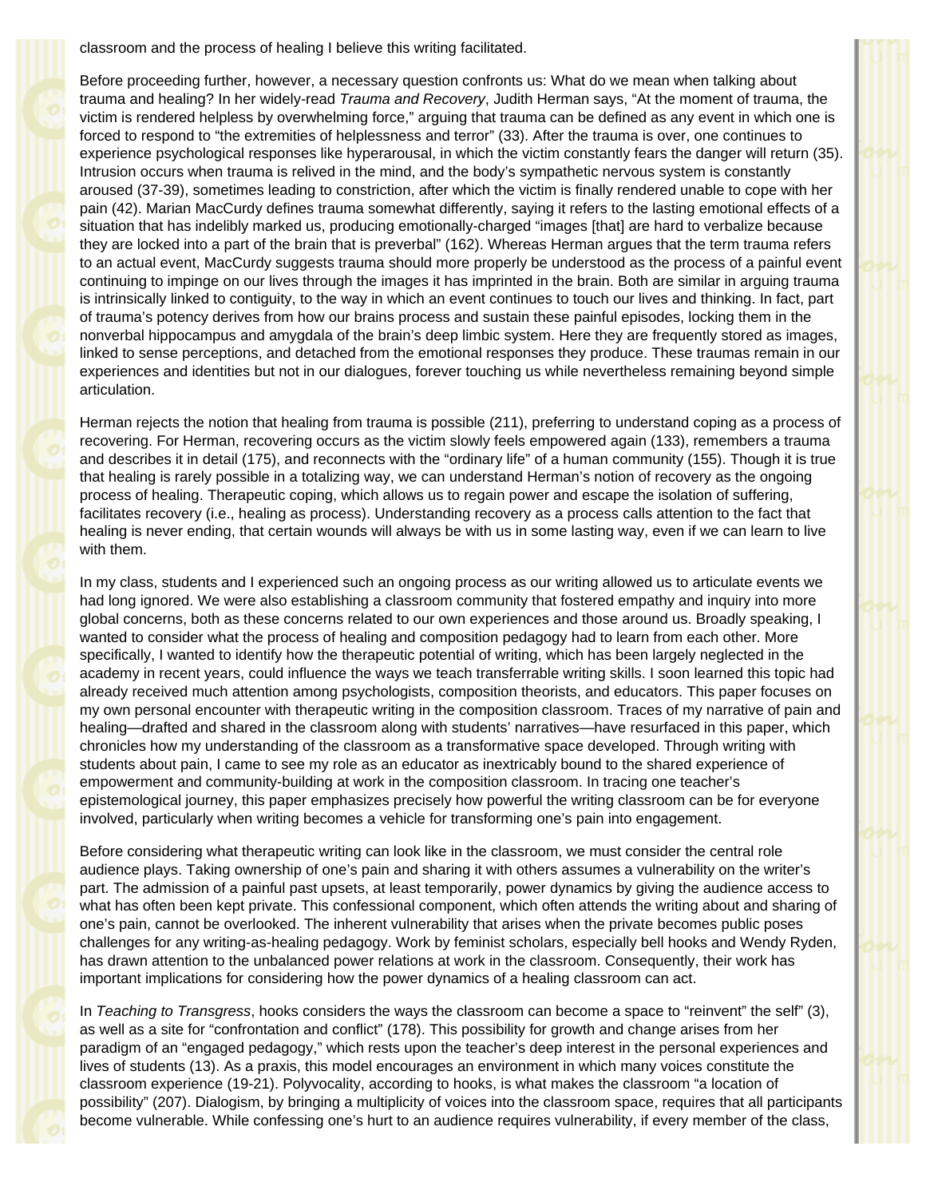classroom and the process of healing I believe this writing facilitated.

Before proceeding further, however, a necessary question confronts us: What do we mean when talking about trauma and healing? In her widely-read *Trauma and Recovery*, Judith Herman says, "At the moment of trauma, the victim is rendered helpless by overwhelming force," arguing that trauma can be defined as any event in which one is forced to respond to "the extremities of helplessness and terror" (33). After the trauma is over, one continues to experience psychological responses like hyperarousal, in which the victim constantly fears the danger will return (35). Intrusion occurs when trauma is relived in the mind, and the body's sympathetic nervous system is constantly aroused (37-39), sometimes leading to constriction, after which the victim is finally rendered unable to cope with her pain (42). Marian MacCurdy defines trauma somewhat differently, saying it refers to the lasting emotional effects of a situation that has indelibly marked us, producing emotionally-charged "images [that] are hard to verbalize because they are locked into a part of the brain that is preverbal" (162). Whereas Herman argues that the term trauma refers to an actual event, MacCurdy suggests trauma should more properly be understood as the process of a painful event continuing to impinge on our lives through the images it has imprinted in the brain. Both are similar in arguing trauma is intrinsically linked to contiguity, to the way in which an event continues to touch our lives and thinking. In fact, part of trauma's potency derives from how our brains process and sustain these painful episodes, locking them in the nonverbal hippocampus and amygdala of the brain's deep limbic system. Here they are frequently stored as images, linked to sense perceptions, and detached from the emotional responses they produce. These traumas remain in our experiences and identities but not in our dialogues, forever touching us while nevertheless remaining beyond simple articulation.

Herman rejects the notion that healing from trauma is possible (211), preferring to understand coping as a process of recovering. For Herman, recovering occurs as the victim slowly feels empowered again (133), remembers a trauma and describes it in detail (175), and reconnects with the "ordinary life" of a human community (155). Though it is true that healing is rarely possible in a totalizing way, we can understand Herman's notion of recovery as the ongoing process of healing. Therapeutic coping, which allows us to regain power and escape the isolation of suffering, facilitates recovery (i.e., healing as process). Understanding recovery as a process calls attention to the fact that healing is never ending, that certain wounds will always be with us in some lasting way, even if we can learn to live with them.

In my class, students and I experienced such an ongoing process as our writing allowed us to articulate events we had long ignored. We were also establishing a classroom community that fostered empathy and inquiry into more global concerns, both as these concerns related to our own experiences and those around us. Broadly speaking, I wanted to consider what the process of healing and composition pedagogy had to learn from each other. More specifically, I wanted to identify how the therapeutic potential of writing, which has been largely neglected in the academy in recent years, could influence the ways we teach transferrable writing skills. I soon learned this topic had already received much attention among psychologists, composition theorists, and educators. This paper focuses on my own personal encounter with therapeutic writing in the composition classroom. Traces of my narrative of pain and healing—drafted and shared in the classroom along with students' narratives—have resurfaced in this paper, which chronicles how my understanding of the classroom as a transformative space developed. Through writing with students about pain, I came to see my role as an educator as inextricably bound to the shared experience of empowerment and community-building at work in the composition classroom. In tracing one teacher's epistemological journey, this paper emphasizes precisely how powerful the writing classroom can be for everyone involved, particularly when writing becomes a vehicle for transforming one's pain into engagement.

Before considering what therapeutic writing can look like in the classroom, we must consider the central role audience plays. Taking ownership of one's pain and sharing it with others assumes a vulnerability on the writer's part. The admission of a painful past upsets, at least temporarily, power dynamics by giving the audience access to what has often been kept private. This confessional component, which often attends the writing about and sharing of one's pain, cannot be overlooked. The inherent vulnerability that arises when the private becomes public poses challenges for any writing-as-healing pedagogy. Work by feminist scholars, especially bell hooks and Wendy Ryden, has drawn attention to the unbalanced power relations at work in the classroom. Consequently, their work has important implications for considering how the power dynamics of a healing classroom can act.

In *Teaching to Transgress*, hooks considers the ways the classroom can become a space to "reinvent" the self" (3), as well as a site for "confrontation and conflict" (178). This possibility for growth and change arises from her paradigm of an "engaged pedagogy," which rests upon the teacher's deep interest in the personal experiences and lives of students (13). As a praxis, this model encourages an environment in which many voices constitute the classroom experience (19-21). Polyvocality, according to hooks, is what makes the classroom "a location of possibility" (207). Dialogism, by bringing a multiplicity of voices into the classroom space, requires that all participants become vulnerable. While confessing one's hurt to an audience requires vulnerability, if every member of the class,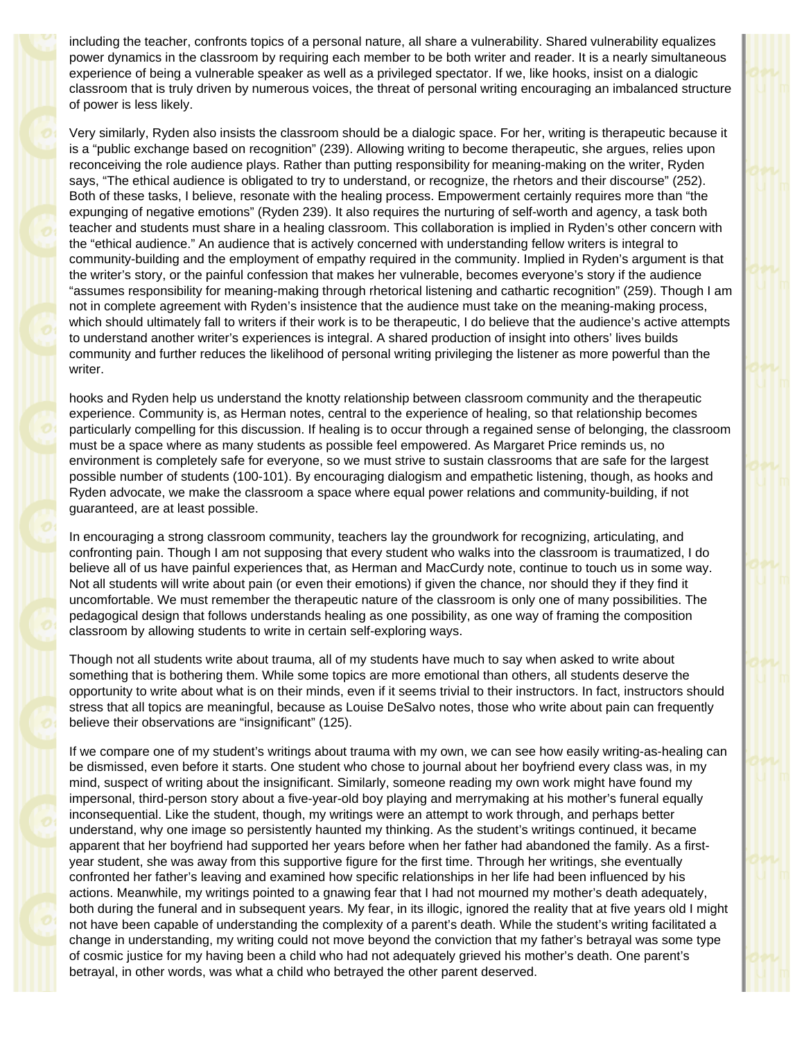including the teacher, confronts topics of a personal nature, all share a vulnerability. Shared vulnerability equalizes power dynamics in the classroom by requiring each member to be both writer and reader. It is a nearly simultaneous experience of being a vulnerable speaker as well as a privileged spectator. If we, like hooks, insist on a dialogic classroom that is truly driven by numerous voices, the threat of personal writing encouraging an imbalanced structure of power is less likely.

Very similarly, Ryden also insists the classroom should be a dialogic space. For her, writing is therapeutic because it is a "public exchange based on recognition" (239). Allowing writing to become therapeutic, she argues, relies upon reconceiving the role audience plays. Rather than putting responsibility for meaning-making on the writer, Ryden says, "The ethical audience is obligated to try to understand, or recognize, the rhetors and their discourse" (252). Both of these tasks, I believe, resonate with the healing process. Empowerment certainly requires more than "the expunging of negative emotions" (Ryden 239). It also requires the nurturing of self-worth and agency, a task both teacher and students must share in a healing classroom. This collaboration is implied in Ryden's other concern with the "ethical audience." An audience that is actively concerned with understanding fellow writers is integral to community-building and the employment of empathy required in the community. Implied in Ryden's argument is that the writer's story, or the painful confession that makes her vulnerable, becomes everyone's story if the audience "assumes responsibility for meaning-making through rhetorical listening and cathartic recognition" (259). Though I am not in complete agreement with Ryden's insistence that the audience must take on the meaning-making process, which should ultimately fall to writers if their work is to be therapeutic, I do believe that the audience's active attempts to understand another writer's experiences is integral. A shared production of insight into others' lives builds community and further reduces the likelihood of personal writing privileging the listener as more powerful than the writer.

hooks and Ryden help us understand the knotty relationship between classroom community and the therapeutic experience. Community is, as Herman notes, central to the experience of healing, so that relationship becomes particularly compelling for this discussion. If healing is to occur through a regained sense of belonging, the classroom must be a space where as many students as possible feel empowered. As Margaret Price reminds us, no environment is completely safe for everyone, so we must strive to sustain classrooms that are safe for the largest possible number of students (100-101). By encouraging dialogism and empathetic listening, though, as hooks and Ryden advocate, we make the classroom a space where equal power relations and community-building, if not guaranteed, are at least possible.

In encouraging a strong classroom community, teachers lay the groundwork for recognizing, articulating, and confronting pain. Though I am not supposing that every student who walks into the classroom is traumatized, I do believe all of us have painful experiences that, as Herman and MacCurdy note, continue to touch us in some way. Not all students will write about pain (or even their emotions) if given the chance, nor should they if they find it uncomfortable. We must remember the therapeutic nature of the classroom is only one of many possibilities. The pedagogical design that follows understands healing as one possibility, as one way of framing the composition classroom by allowing students to write in certain self-exploring ways.

Though not all students write about trauma, all of my students have much to say when asked to write about something that is bothering them. While some topics are more emotional than others, all students deserve the opportunity to write about what is on their minds, even if it seems trivial to their instructors. In fact, instructors should stress that all topics are meaningful, because as Louise DeSalvo notes, those who write about pain can frequently believe their observations are "insignificant" (125).

If we compare one of my student's writings about trauma with my own, we can see how easily writing-as-healing can be dismissed, even before it starts. One student who chose to journal about her boyfriend every class was, in my mind, suspect of writing about the insignificant. Similarly, someone reading my own work might have found my impersonal, third-person story about a five-year-old boy playing and merrymaking at his mother's funeral equally inconsequential. Like the student, though, my writings were an attempt to work through, and perhaps better understand, why one image so persistently haunted my thinking. As the student's writings continued, it became apparent that her boyfriend had supported her years before when her father had abandoned the family. As a first-year student, she was away from this supportive figure for the first time. Through her writings, she eventually confronted her father's leaving and examined how specific relationships in her life had been influenced by his actions. Meanwhile, my writings pointed to a gnawing fear that I had not mourned my mother's death adequately, both during the funeral and in subsequent years. My fear, in its illogic, ignored the reality that at five years old I might not have been capable of understanding the complexity of a parent's death. While the student's writing facilitated a change in understanding, my writing could not move beyond the conviction that my father's betrayal was some type of cosmic justice for my having been a child who had not adequately grieved his mother's death. One parent's betrayal, in other words, was what a child who betrayed the other parent deserved.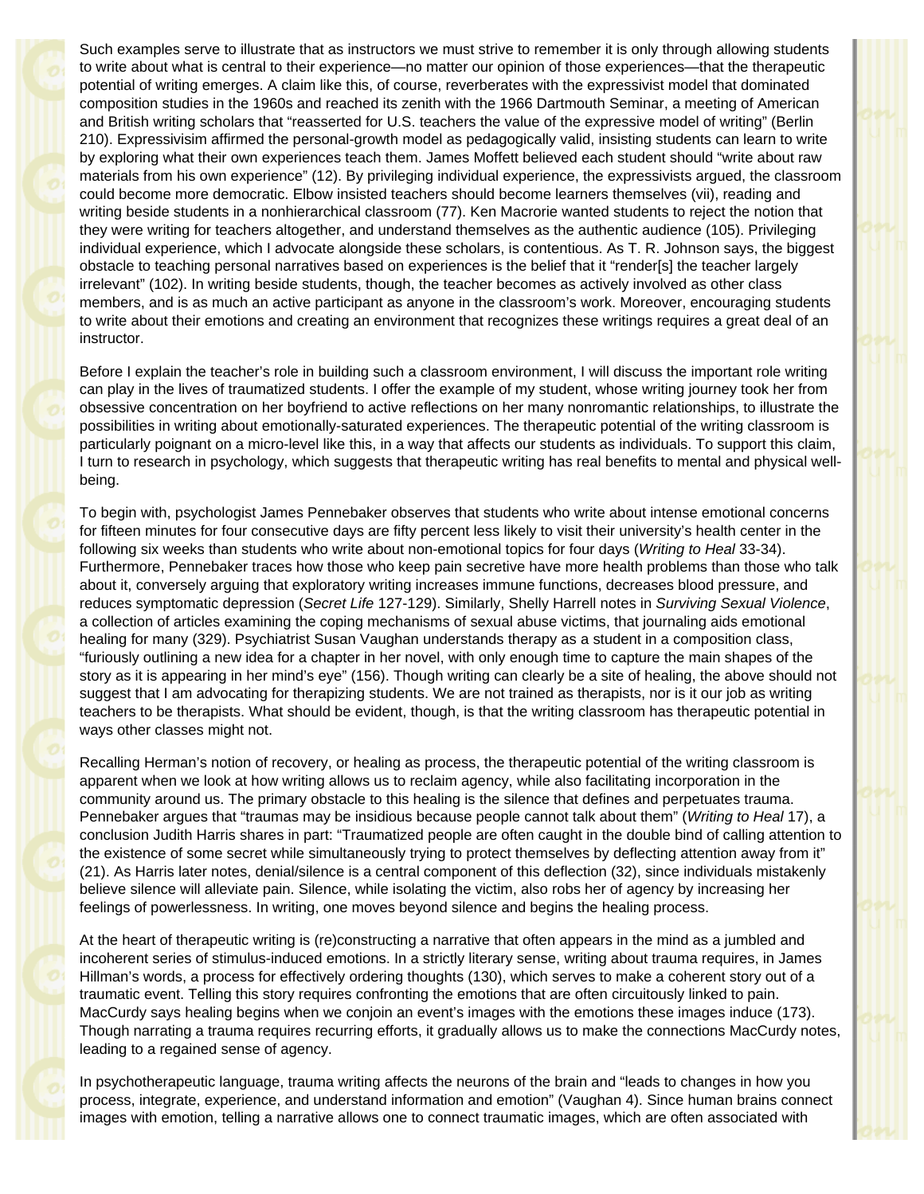Such examples serve to illustrate that as instructors we must strive to remember it is only through allowing students to write about what is central to their experience—no matter our opinion of those experiences—that the therapeutic potential of writing emerges. A claim like this, of course, reverberates with the expressivist model that dominated composition studies in the 1960s and reached its zenith with the 1966 Dartmouth Seminar, a meeting of American and British writing scholars that "reasserted for U.S. teachers the value of the expressive model of writing" (Berlin 210). Expressivisim affirmed the personal-growth model as pedagogically valid, insisting students can learn to write by exploring what their own experiences teach them. James Moffett believed each student should "write about raw materials from his own experience" (12). By privileging individual experience, the expressivists argued, the classroom could become more democratic. Elbow insisted teachers should become learners themselves (vii), reading and writing beside students in a nonhierarchical classroom (77). Ken Macrorie wanted students to reject the notion that they were writing for teachers altogether, and understand themselves as the authentic audience (105). Privileging individual experience, which I advocate alongside these scholars, is contentious. As T. R. Johnson says, the biggest obstacle to teaching personal narratives based on experiences is the belief that it "render[s] the teacher largely irrelevant" (102). In writing beside students, though, the teacher becomes as actively involved as other class members, and is as much an active participant as anyone in the classroom's work. Moreover, encouraging students to write about their emotions and creating an environment that recognizes these writings requires a great deal of an instructor.

Before I explain the teacher's role in building such a classroom environment, I will discuss the important role writing can play in the lives of traumatized students. I offer the example of my student, whose writing journey took her from obsessive concentration on her boyfriend to active reflections on her many nonromantic relationships, to illustrate the possibilities in writing about emotionally-saturated experiences. The therapeutic potential of the writing classroom is particularly poignant on a micro-level like this, in a way that affects our students as individuals. To support this claim, I turn to research in psychology, which suggests that therapeutic writing has real benefits to mental and physical well-being.

To begin with, psychologist James Pennebaker observes that students who write about intense emotional concerns for fifteen minutes for four consecutive days are fifty percent less likely to visit their university's health center in the following six weeks than students who write about non-emotional topics for four days (*Writing to Heal* 33-34). Furthermore, Pennebaker traces how those who keep pain secretive have more health problems than those who talk about it, conversely arguing that exploratory writing increases immune functions, decreases blood pressure, and reduces symptomatic depression (*Secret Life* 127-129). Similarly, Shelly Harrell notes in *Surviving Sexual Violence*, a collection of articles examining the coping mechanisms of sexual abuse victims, that journaling aids emotional healing for many (329). Psychiatrist Susan Vaughan understands therapy as a student in a composition class, "furiously outlining a new idea for a chapter in her novel, with only enough time to capture the main shapes of the story as it is appearing in her mind's eye" (156). Though writing can clearly be a site of healing, the above should not suggest that I am advocating for therapizing students. We are not trained as therapists, nor is it our job as writing teachers to be therapists. What should be evident, though, is that the writing classroom has therapeutic potential in ways other classes might not.

Recalling Herman's notion of recovery, or healing as process, the therapeutic potential of the writing classroom is apparent when we look at how writing allows us to reclaim agency, while also facilitating incorporation in the community around us. The primary obstacle to this healing is the silence that defines and perpetuates trauma. Pennebaker argues that "traumas may be insidious because people cannot talk about them" (*Writing to Heal* 17), a conclusion Judith Harris shares in part: "Traumatized people are often caught in the double bind of calling attention to the existence of some secret while simultaneously trying to protect themselves by deflecting attention away from it" (21). As Harris later notes, denial/silence is a central component of this deflection (32), since individuals mistakenly believe silence will alleviate pain. Silence, while isolating the victim, also robs her of agency by increasing her feelings of powerlessness. In writing, one moves beyond silence and begins the healing process.

At the heart of therapeutic writing is (re)constructing a narrative that often appears in the mind as a jumbled and incoherent series of stimulus-induced emotions. In a strictly literary sense, writing about trauma requires, in James Hillman's words, a process for effectively ordering thoughts (130), which serves to make a coherent story out of a traumatic event. Telling this story requires confronting the emotions that are often circuitously linked to pain. MacCurdy says healing begins when we conjoin an event's images with the emotions these images induce (173). Though narrating a trauma requires recurring efforts, it gradually allows us to make the connections MacCurdy notes, leading to a regained sense of agency.

In psychotherapeutic language, trauma writing affects the neurons of the brain and "leads to changes in how you process, integrate, experience, and understand information and emotion" (Vaughan 4). Since human brains connect images with emotion, telling a narrative allows one to connect traumatic images, which are often associated with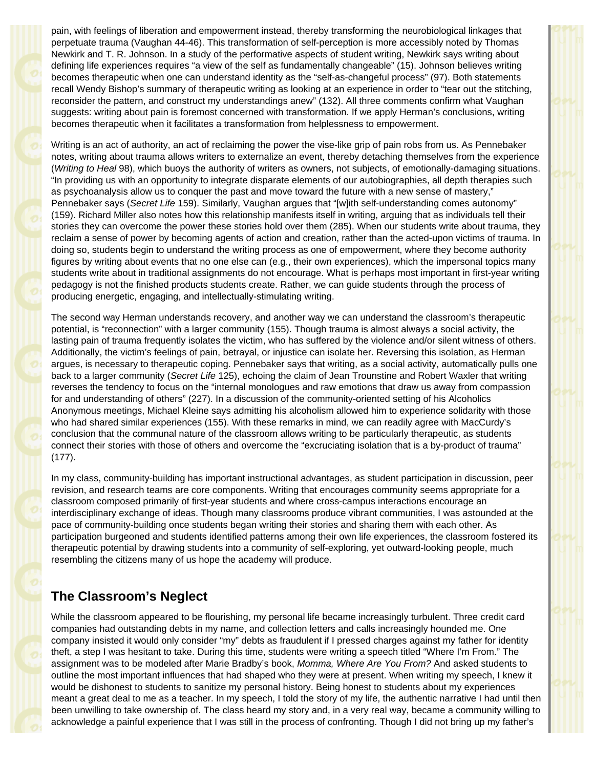pain, with feelings of liberation and empowerment instead, thereby transforming the neurobiological linkages that perpetuate trauma (Vaughan 44-46). This transformation of self-perception is more accessibly noted by Thomas Newkirk and T. R. Johnson. In a study of the performative aspects of student writing, Newkirk says writing about defining life experiences requires "a view of the self as fundamentally changeable" (15). Johnson believes writing becomes therapeutic when one can understand identity as the "self-as-changeful process" (97). Both statements recall Wendy Bishop's summary of therapeutic writing as looking at an experience in order to "tear out the stitching, reconsider the pattern, and construct my understandings anew" (132). All three comments confirm what Vaughan suggests: writing about pain is foremost concerned with transformation. If we apply Herman's conclusions, writing becomes therapeutic when it facilitates a transformation from helplessness to empowerment.

Writing is an act of authority, an act of reclaiming the power the vise-like grip of pain robs from us. As Pennebaker notes, writing about trauma allows writers to externalize an event, thereby detaching themselves from the experience (*Writing to Heal* 98), which buoys the authority of writers as owners, not subjects, of emotionally-damaging situations. "In providing us with an opportunity to integrate disparate elements of our autobiographies, all depth therapies such as psychoanalysis allow us to conquer the past and move toward the future with a new sense of mastery," Pennebaker says (*Secret Life* 159). Similarly, Vaughan argues that "[w]ith self-understanding comes autonomy" (159). Richard Miller also notes how this relationship manifests itself in writing, arguing that as individuals tell their stories they can overcome the power these stories hold over them (285). When our students write about trauma, they reclaim a sense of power by becoming agents of action and creation, rather than the acted-upon victims of trauma. In doing so, students begin to understand the writing process as one of empowerment, where they become authority figures by writing about events that no one else can (e.g., their own experiences), which the impersonal topics many students write about in traditional assignments do not encourage. What is perhaps most important in first-year writing pedagogy is not the finished products students create. Rather, we can guide students through the process of producing energetic, engaging, and intellectually-stimulating writing.

The second way Herman understands recovery, and another way we can understand the classroom's therapeutic potential, is "reconnection" with a larger community (155). Though trauma is almost always a social activity, the lasting pain of trauma frequently isolates the victim, who has suffered by the violence and/or silent witness of others. Additionally, the victim's feelings of pain, betrayal, or injustice can isolate her. Reversing this isolation, as Herman argues, is necessary to therapeutic coping. Pennebaker says that writing, as a social activity, automatically pulls one back to a larger community (*Secret Life* 125), echoing the claim of Jean Trounstine and Robert Waxler that writing reverses the tendency to focus on the "internal monologues and raw emotions that draw us away from compassion for and understanding of others" (227). In a discussion of the community-oriented setting of his Alcoholics Anonymous meetings, Michael Kleine says admitting his alcoholism allowed him to experience solidarity with those who had shared similar experiences (155). With these remarks in mind, we can readily agree with MacCurdy's conclusion that the communal nature of the classroom allows writing to be particularly therapeutic, as students connect their stories with those of others and overcome the "excruciating isolation that is a by-product of trauma" (177).

In my class, community-building has important instructional advantages, as student participation in discussion, peer revision, and research teams are core components. Writing that encourages community seems appropriate for a classroom composed primarily of first-year students and where cross-campus interactions encourage an interdisciplinary exchange of ideas. Though many classrooms produce vibrant communities, I was astounded at the pace of community-building once students began writing their stories and sharing them with each other. As participation burgeoned and students identified patterns among their own life experiences, the classroom fostered its therapeutic potential by drawing students into a community of self-exploring, yet outward-looking people, much resembling the citizens many of us hope the academy will produce.

## The Classroom's Neglect

While the classroom appeared to be flourishing, my personal life became increasingly turbulent. Three credit card companies had outstanding debts in my name, and collection letters and calls increasingly hounded me. One company insisted it would only consider "my" debts as fraudulent if I pressed charges against my father for identity theft, a step I was hesitant to take. During this time, students were writing a speech titled "Where I'm From." The assignment was to be modeled after Marie Bradby's book, *Momma, Where Are You From?* And asked students to outline the most important influences that had shaped who they were at present. When writing my speech, I knew it would be dishonest to students to sanitize my personal history. Being honest to students about my experiences meant a great deal to me as a teacher. In my speech, I told the story of my life, the authentic narrative I had until then been unwilling to take ownership of. The class heard my story and, in a very real way, became a community willing to acknowledge a painful experience that I was still in the process of confronting. Though I did not bring up my father's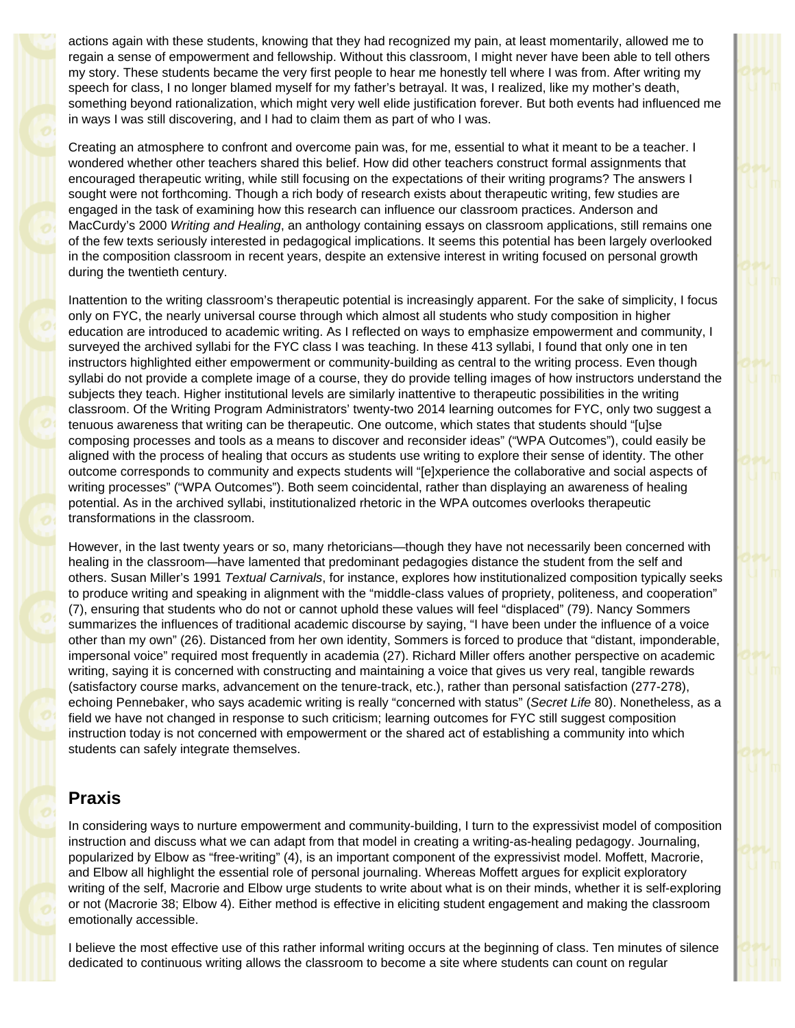actions again with these students, knowing that they had recognized my pain, at least momentarily, allowed me to regain a sense of empowerment and fellowship. Without this classroom, I might never have been able to tell others my story. These students became the very first people to hear me honestly tell where I was from. After writing my speech for class, I no longer blamed myself for my father's betrayal. It was, I realized, like my mother's death, something beyond rationalization, which might very well elide justification forever. But both events had influenced me in ways I was still discovering, and I had to claim them as part of who I was.

Creating an atmosphere to confront and overcome pain was, for me, essential to what it meant to be a teacher. I wondered whether other teachers shared this belief. How did other teachers construct formal assignments that encouraged therapeutic writing, while still focusing on the expectations of their writing programs? The answers I sought were not forthcoming. Though a rich body of research exists about therapeutic writing, few studies are engaged in the task of examining how this research can influence our classroom practices. Anderson and MacCurdy's 2000 *Writing and Healing*, an anthology containing essays on classroom applications, still remains one of the few texts seriously interested in pedagogical implications. It seems this potential has been largely overlooked in the composition classroom in recent years, despite an extensive interest in writing focused on personal growth during the twentieth century.

Inattention to the writing classroom's therapeutic potential is increasingly apparent. For the sake of simplicity, I focus only on FYC, the nearly universal course through which almost all students who study composition in higher education are introduced to academic writing. As I reflected on ways to emphasize empowerment and community, I surveyed the archived syllabi for the FYC class I was teaching. In these 413 syllabi, I found that only one in ten instructors highlighted either empowerment or community-building as central to the writing process. Even though syllabi do not provide a complete image of a course, they do provide telling images of how instructors understand the subjects they teach. Higher institutional levels are similarly inattentive to therapeutic possibilities in the writing classroom. Of the Writing Program Administrators' twenty-two 2014 learning outcomes for FYC, only two suggest a tenuous awareness that writing can be therapeutic. One outcome, which states that students should "[u]se composing processes and tools as a means to discover and reconsider ideas" ("WPA Outcomes"), could easily be aligned with the process of healing that occurs as students use writing to explore their sense of identity. The other outcome corresponds to community and expects students will "[e]xperience the collaborative and social aspects of writing processes" ("WPA Outcomes"). Both seem coincidental, rather than displaying an awareness of healing potential. As in the archived syllabi, institutionalized rhetoric in the WPA outcomes overlooks therapeutic transformations in the classroom.

However, in the last twenty years or so, many rhetoricians—though they have not necessarily been concerned with healing in the classroom—have lamented that predominant pedagogies distance the student from the self and others. Susan Miller's 1991 *Textual Carnivals*, for instance, explores how institutionalized composition typically seeks to produce writing and speaking in alignment with the "middle-class values of propriety, politeness, and cooperation" (7), ensuring that students who do not or cannot uphold these values will feel "displaced" (79). Nancy Sommers summarizes the influences of traditional academic discourse by saying, "I have been under the influence of a voice other than my own" (26). Distanced from her own identity, Sommers is forced to produce that "distant, imponderable, impersonal voice" required most frequently in academia (27). Richard Miller offers another perspective on academic writing, saying it is concerned with constructing and maintaining a voice that gives us very real, tangible rewards (satisfactory course marks, advancement on the tenure-track, etc.), rather than personal satisfaction (277-278), echoing Pennebaker, who says academic writing is really "concerned with status" (*Secret Life* 80). Nonetheless, as a field we have not changed in response to such criticism; learning outcomes for FYC still suggest composition instruction today is not concerned with empowerment or the shared act of establishing a community into which students can safely integrate themselves.

## Praxis

In considering ways to nurture empowerment and community-building, I turn to the expressivist model of composition instruction and discuss what we can adapt from that model in creating a writing-as-healing pedagogy. Journaling, popularized by Elbow as "free-writing" (4), is an important component of the expressivist model. Moffett, Macrorie, and Elbow all highlight the essential role of personal journaling. Whereas Moffett argues for explicit exploratory writing of the self, Macrorie and Elbow urge students to write about what is on their minds, whether it is self-exploring or not (Macrorie 38; Elbow 4). Either method is effective in eliciting student engagement and making the classroom emotionally accessible.

I believe the most effective use of this rather informal writing occurs at the beginning of class. Ten minutes of silence dedicated to continuous writing allows the classroom to become a site where students can count on regular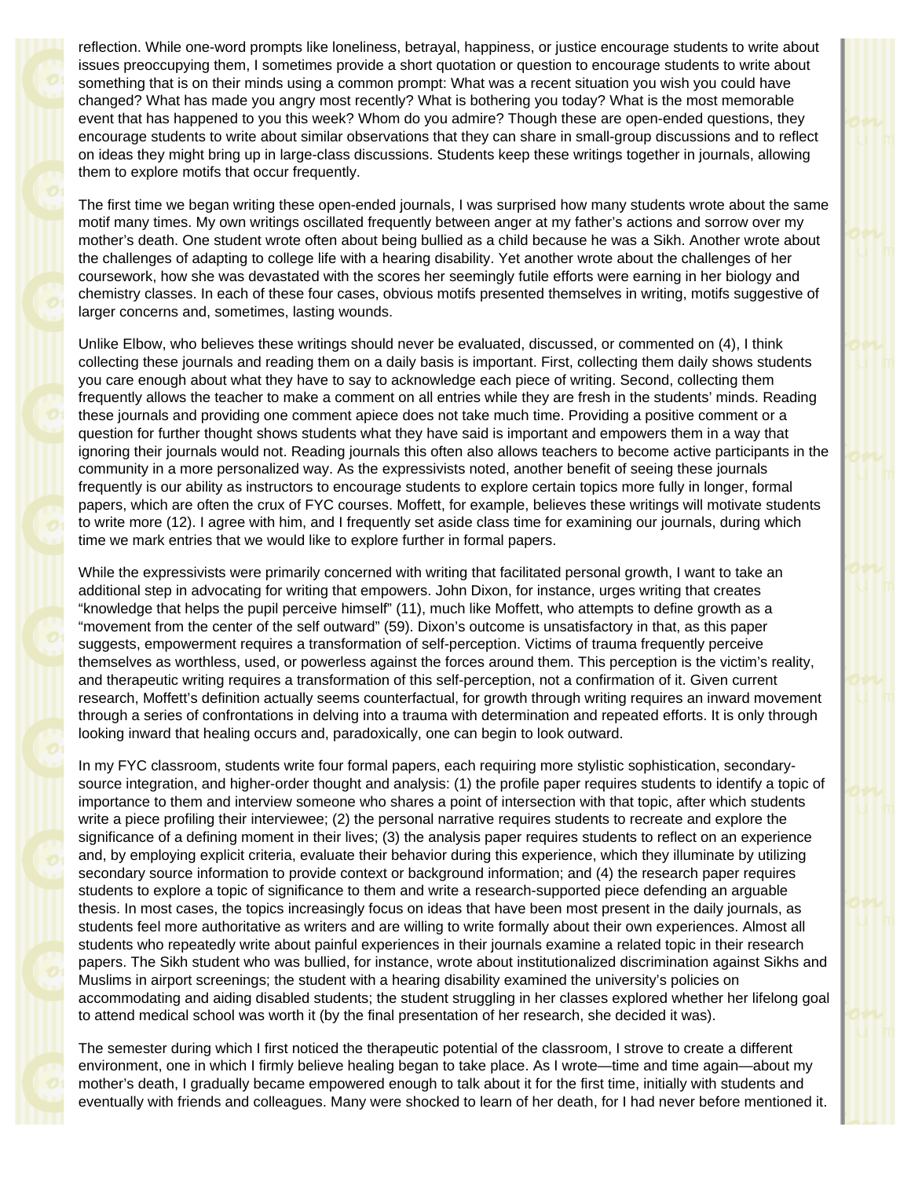reflection. While one-word prompts like loneliness, betrayal, happiness, or justice encourage students to write about issues preoccupying them, I sometimes provide a short quotation or question to encourage students to write about something that is on their minds using a common prompt: What was a recent situation you wish you could have changed? What has made you angry most recently? What is bothering you today? What is the most memorable event that has happened to you this week? Whom do you admire? Though these are open-ended questions, they encourage students to write about similar observations that they can share in small-group discussions and to reflect on ideas they might bring up in large-class discussions. Students keep these writings together in journals, allowing them to explore motifs that occur frequently.

The first time we began writing these open-ended journals, I was surprised how many students wrote about the same motif many times. My own writings oscillated frequently between anger at my father's actions and sorrow over my mother's death. One student wrote often about being bullied as a child because he was a Sikh. Another wrote about the challenges of adapting to college life with a hearing disability. Yet another wrote about the challenges of her coursework, how she was devastated with the scores her seemingly futile efforts were earning in her biology and chemistry classes. In each of these four cases, obvious motifs presented themselves in writing, motifs suggestive of larger concerns and, sometimes, lasting wounds.

Unlike Elbow, who believes these writings should never be evaluated, discussed, or commented on (4), I think collecting these journals and reading them on a daily basis is important. First, collecting them daily shows students you care enough about what they have to say to acknowledge each piece of writing. Second, collecting them frequently allows the teacher to make a comment on all entries while they are fresh in the students' minds. Reading these journals and providing one comment apiece does not take much time. Providing a positive comment or a question for further thought shows students what they have said is important and empowers them in a way that ignoring their journals would not. Reading journals this often also allows teachers to become active participants in the community in a more personalized way. As the expressivists noted, another benefit of seeing these journals frequently is our ability as instructors to encourage students to explore certain topics more fully in longer, formal papers, which are often the crux of FYC courses. Moffett, for example, believes these writings will motivate students to write more (12). I agree with him, and I frequently set aside class time for examining our journals, during which time we mark entries that we would like to explore further in formal papers.

While the expressivists were primarily concerned with writing that facilitated personal growth, I want to take an additional step in advocating for writing that empowers. John Dixon, for instance, urges writing that creates "knowledge that helps the pupil perceive himself" (11), much like Moffett, who attempts to define growth as a "movement from the center of the self outward" (59). Dixon's outcome is unsatisfactory in that, as this paper suggests, empowerment requires a transformation of self-perception. Victims of trauma frequently perceive themselves as worthless, used, or powerless against the forces around them. This perception is the victim's reality, and therapeutic writing requires a transformation of this self-perception, not a confirmation of it. Given current research, Moffett's definition actually seems counterfactual, for growth through writing requires an inward movement through a series of confrontations in delving into a trauma with determination and repeated efforts. It is only through looking inward that healing occurs and, paradoxically, one can begin to look outward.

In my FYC classroom, students write four formal papers, each requiring more stylistic sophistication, secondary-source integration, and higher-order thought and analysis: (1) the profile paper requires students to identify a topic of importance to them and interview someone who shares a point of intersection with that topic, after which students write a piece profiling their interviewee; (2) the personal narrative requires students to recreate and explore the significance of a defining moment in their lives; (3) the analysis paper requires students to reflect on an experience and, by employing explicit criteria, evaluate their behavior during this experience, which they illuminate by utilizing secondary source information to provide context or background information; and (4) the research paper requires students to explore a topic of significance to them and write a research-supported piece defending an arguable thesis. In most cases, the topics increasingly focus on ideas that have been most present in the daily journals, as students feel more authoritative as writers and are willing to write formally about their own experiences. Almost all students who repeatedly write about painful experiences in their journals examine a related topic in their research papers. The Sikh student who was bullied, for instance, wrote about institutionalized discrimination against Sikhs and Muslims in airport screenings; the student with a hearing disability examined the university's policies on accommodating and aiding disabled students; the student struggling in her classes explored whether her lifelong goal to attend medical school was worth it (by the final presentation of her research, she decided it was).

The semester during which I first noticed the therapeutic potential of the classroom, I strove to create a different environment, one in which I firmly believe healing began to take place. As I wrote—time and time again—about my mother's death, I gradually became empowered enough to talk about it for the first time, initially with students and eventually with friends and colleagues. Many were shocked to learn of her death, for I had never before mentioned it.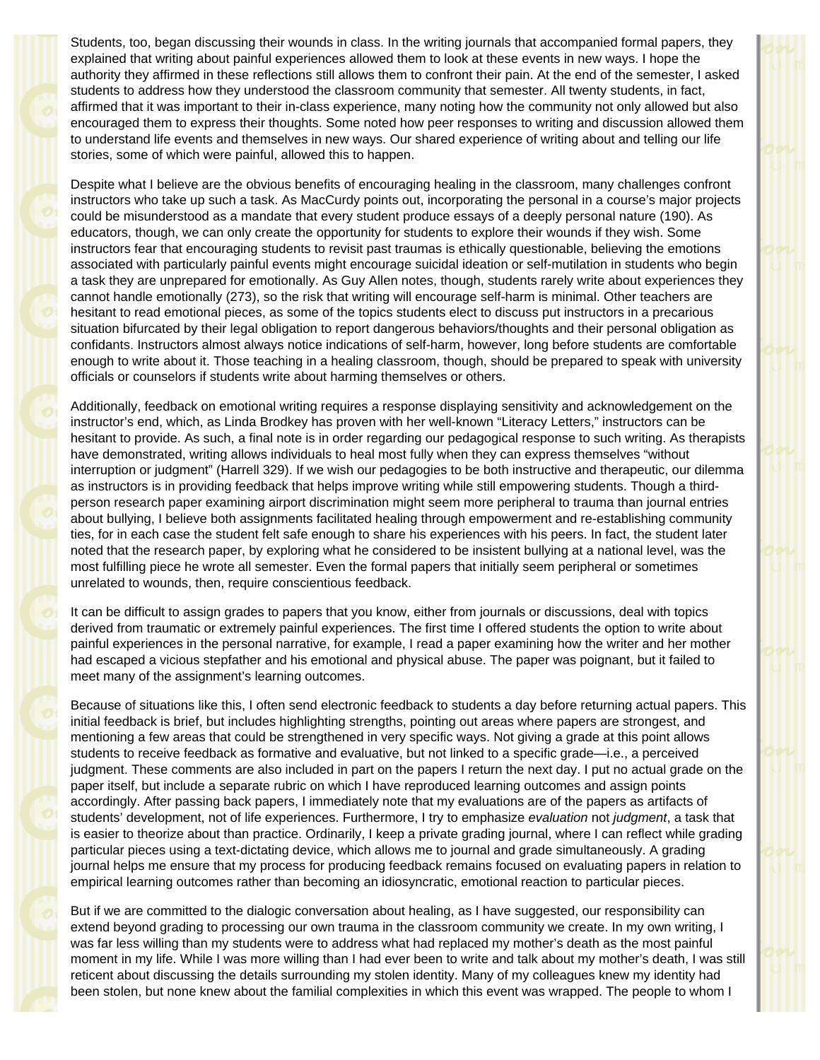Students, too, began discussing their wounds in class. In the writing journals that accompanied formal papers, they explained that writing about painful experiences allowed them to look at these events in new ways. I hope the authority they affirmed in these reflections still allows them to confront their pain. At the end of the semester, I asked students to address how they understood the classroom community that semester. All twenty students, in fact, affirmed that it was important to their in-class experience, many noting how the community not only allowed but also encouraged them to express their thoughts. Some noted how peer responses to writing and discussion allowed them to understand life events and themselves in new ways. Our shared experience of writing about and telling our life stories, some of which were painful, allowed this to happen.

Despite what I believe are the obvious benefits of encouraging healing in the classroom, many challenges confront instructors who take up such a task. As MacCurdy points out, incorporating the personal in a course's major projects could be misunderstood as a mandate that every student produce essays of a deeply personal nature (190). As educators, though, we can only create the opportunity for students to explore their wounds if they wish. Some instructors fear that encouraging students to revisit past traumas is ethically questionable, believing the emotions associated with particularly painful events might encourage suicidal ideation or self-mutilation in students who begin a task they are unprepared for emotionally. As Guy Allen notes, though, students rarely write about experiences they cannot handle emotionally (273), so the risk that writing will encourage self-harm is minimal. Other teachers are hesitant to read emotional pieces, as some of the topics students elect to discuss put instructors in a precarious situation bifurcated by their legal obligation to report dangerous behaviors/thoughts and their personal obligation as confidants. Instructors almost always notice indications of self-harm, however, long before students are comfortable enough to write about it. Those teaching in a healing classroom, though, should be prepared to speak with university officials or counselors if students write about harming themselves or others.

Additionally, feedback on emotional writing requires a response displaying sensitivity and acknowledgement on the instructor's end, which, as Linda Brodkey has proven with her well-known "Literacy Letters," instructors can be hesitant to provide. As such, a final note is in order regarding our pedagogical response to such writing. As therapists have demonstrated, writing allows individuals to heal most fully when they can express themselves "without interruption or judgment" (Harrell 329). If we wish our pedagogies to be both instructive and therapeutic, our dilemma as instructors is in providing feedback that helps improve writing while still empowering students. Though a third-person research paper examining airport discrimination might seem more peripheral to trauma than journal entries about bullying, I believe both assignments facilitated healing through empowerment and re-establishing community ties, for in each case the student felt safe enough to share his experiences with his peers. In fact, the student later noted that the research paper, by exploring what he considered to be insistent bullying at a national level, was the most fulfilling piece he wrote all semester. Even the formal papers that initially seem peripheral or sometimes unrelated to wounds, then, require conscientious feedback.

It can be difficult to assign grades to papers that you know, either from journals or discussions, deal with topics derived from traumatic or extremely painful experiences. The first time I offered students the option to write about painful experiences in the personal narrative, for example, I read a paper examining how the writer and her mother had escaped a vicious stepfather and his emotional and physical abuse. The paper was poignant, but it failed to meet many of the assignment's learning outcomes.

Because of situations like this, I often send electronic feedback to students a day before returning actual papers. This initial feedback is brief, but includes highlighting strengths, pointing out areas where papers are strongest, and mentioning a few areas that could be strengthened in very specific ways. Not giving a grade at this point allows students to receive feedback as formative and evaluative, but not linked to a specific grade—i.e., a perceived judgment. These comments are also included in part on the papers I return the next day. I put no actual grade on the paper itself, but include a separate rubric on which I have reproduced learning outcomes and assign points accordingly. After passing back papers, I immediately note that my evaluations are of the papers as artifacts of students' development, not of life experiences. Furthermore, I try to emphasize *evaluation* not *judgment*, a task that is easier to theorize about than practice. Ordinarily, I keep a private grading journal, where I can reflect while grading particular pieces using a text-dictating device, which allows me to journal and grade simultaneously. A grading journal helps me ensure that my process for producing feedback remains focused on evaluating papers in relation to empirical learning outcomes rather than becoming an idiosyncratic, emotional reaction to particular pieces.

But if we are committed to the dialogic conversation about healing, as I have suggested, our responsibility can extend beyond grading to processing our own trauma in the classroom community we create. In my own writing, I was far less willing than my students were to address what had replaced my mother's death as the most painful moment in my life. While I was more willing than I had ever been to write and talk about my mother's death, I was still reticent about discussing the details surrounding my stolen identity. Many of my colleagues knew my identity had been stolen, but none knew about the familial complexities in which this event was wrapped. The people to whom I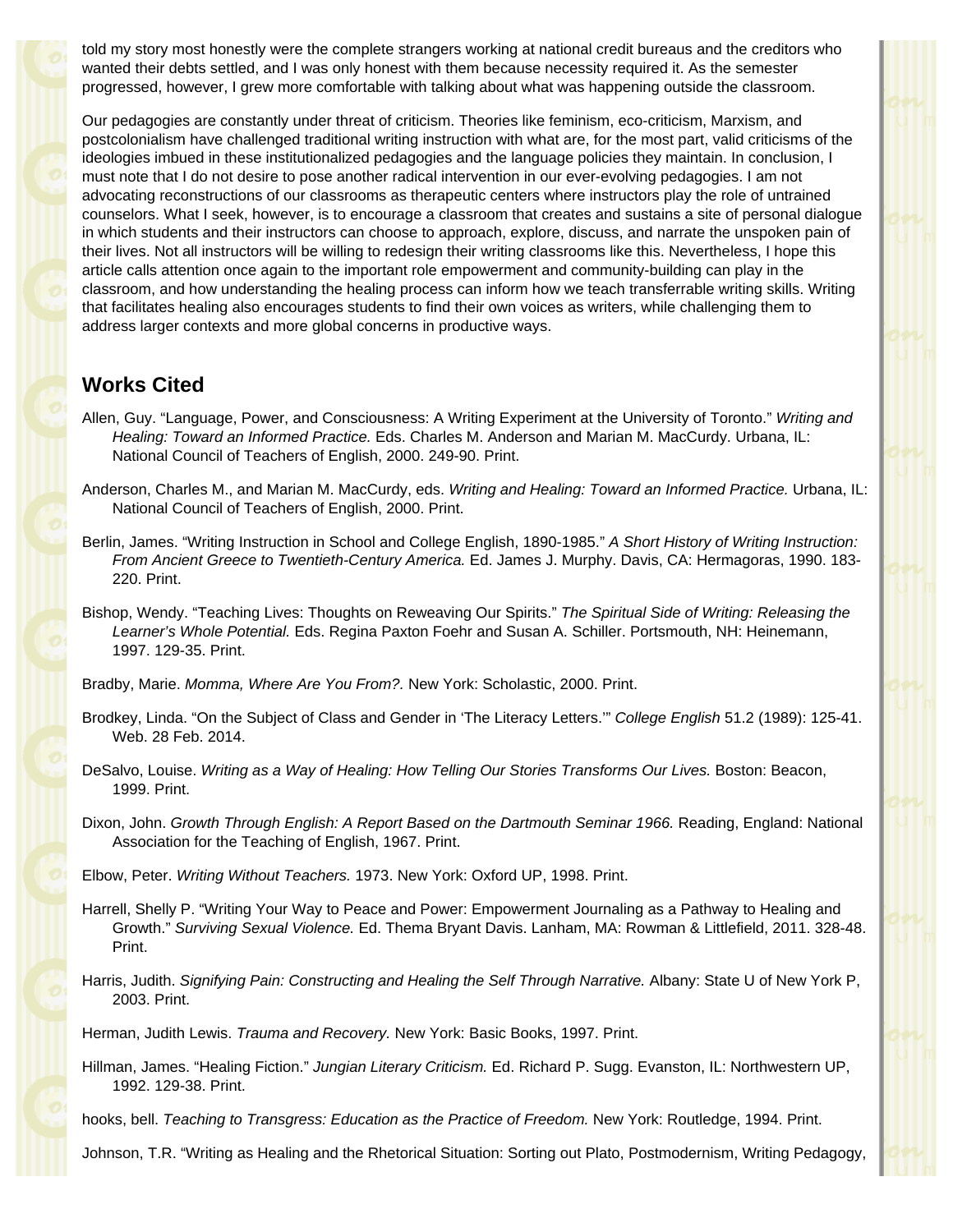told my story most honestly were the complete strangers working at national credit bureaus and the creditors who wanted their debts settled, and I was only honest with them because necessity required it. As the semester progressed, however, I grew more comfortable with talking about what was happening outside the classroom.

Our pedagogies are constantly under threat of criticism. Theories like feminism, eco-criticism, Marxism, and postcolonialism have challenged traditional writing instruction with what are, for the most part, valid criticisms of the ideologies imbued in these institutionalized pedagogies and the language policies they maintain. In conclusion, I must note that I do not desire to pose another radical intervention in our ever-evolving pedagogies. I am not advocating reconstructions of our classrooms as therapeutic centers where instructors play the role of untrained counselors. What I seek, however, is to encourage a classroom that creates and sustains a site of personal dialogue in which students and their instructors can choose to approach, explore, discuss, and narrate the unspoken pain of their lives. Not all instructors will be willing to redesign their writing classrooms like this. Nevertheless, I hope this article calls attention once again to the important role empowerment and community-building can play in the classroom, and how understanding the healing process can inform how we teach transferrable writing skills. Writing that facilitates healing also encourages students to find their own voices as writers, while challenging them to address larger contexts and more global concerns in productive ways.

## Works Cited

Allen, Guy. "Language, Power, and Consciousness: A Writing Experiment at the University of Toronto." *Writing and Healing: Toward an Informed Practice.* Eds. Charles M. Anderson and Marian M. MacCurdy. Urbana, IL: National Council of Teachers of English, 2000. 249-90. Print.

Anderson, Charles M., and Marian M. MacCurdy, eds. *Writing and Healing: Toward an Informed Practice.* Urbana, IL: National Council of Teachers of English, 2000. Print.

Berlin, James. "Writing Instruction in School and College English, 1890-1985." *A Short History of Writing Instruction: From Ancient Greece to Twentieth-Century America.* Ed. James J. Murphy. Davis, CA: Hermagoras, 1990. 183-220. Print.

Bishop, Wendy. "Teaching Lives: Thoughts on Reweaving Our Spirits." *The Spiritual Side of Writing: Releasing the Learner's Whole Potential.* Eds. Regina Paxton Foehr and Susan A. Schiller. Portsmouth, NH: Heinemann, 1997. 129-35. Print.

Bradby, Marie. *Momma, Where Are You From?.* New York: Scholastic, 2000. Print.

Brodkey, Linda. "On the Subject of Class and Gender in 'The Literacy Letters.'" *College English* 51.2 (1989): 125-41. Web. 28 Feb. 2014.

DeSalvo, Louise. *Writing as a Way of Healing: How Telling Our Stories Transforms Our Lives.* Boston: Beacon, 1999. Print.

Dixon, John. *Growth Through English: A Report Based on the Dartmouth Seminar 1966.* Reading, England: National Association for the Teaching of English, 1967. Print.

Elbow, Peter. *Writing Without Teachers.* 1973. New York: Oxford UP, 1998. Print.

Harrell, Shelly P. "Writing Your Way to Peace and Power: Empowerment Journaling as a Pathway to Healing and Growth." *Surviving Sexual Violence.* Ed. Thema Bryant Davis. Lanham, MA: Rowman & Littlefield, 2011. 328-48. Print.

Harris, Judith. *Signifying Pain: Constructing and Healing the Self Through Narrative.* Albany: State U of New York P, 2003. Print.

Herman, Judith Lewis. *Trauma and Recovery.* New York: Basic Books, 1997. Print.

Hillman, James. "Healing Fiction." *Jungian Literary Criticism.* Ed. Richard P. Sugg. Evanston, IL: Northwestern UP, 1992. 129-38. Print.

hooks, bell. *Teaching to Transgress: Education as the Practice of Freedom.* New York: Routledge, 1994. Print.

Johnson, T.R. "Writing as Healing and the Rhetorical Situation: Sorting out Plato, Postmodernism, Writing Pedagogy,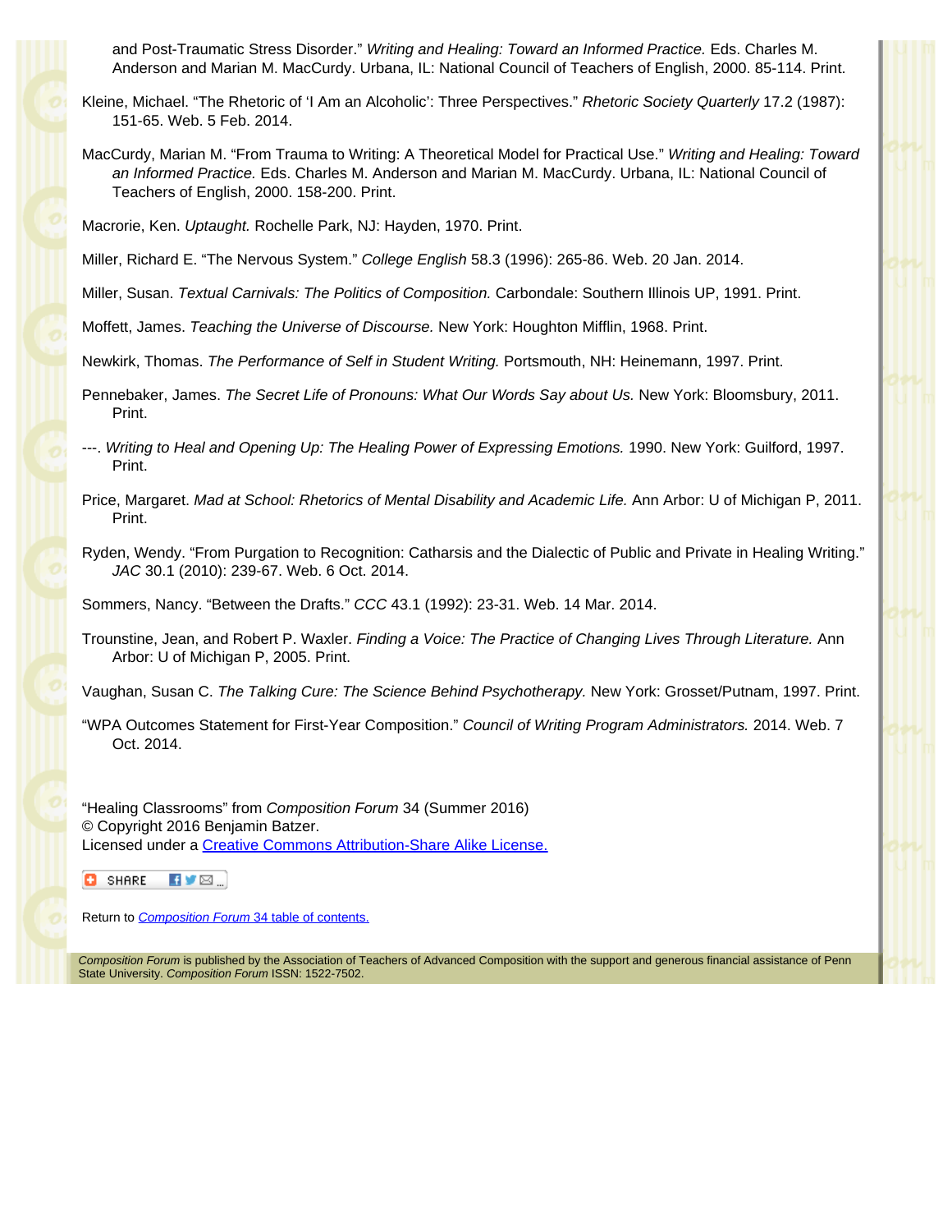and Post-Traumatic Stress Disorder." *Writing and Healing: Toward an Informed Practice.* Eds. Charles M. Anderson and Marian M. MacCurdy. Urbana, IL: National Council of Teachers of English, 2000. 85-114. Print.

Kleine, Michael. "The Rhetoric of 'I Am an Alcoholic': Three Perspectives." *Rhetoric Society Quarterly* 17.2 (1987): 151-65. Web. 5 Feb. 2014.

MacCurdy, Marian M. "From Trauma to Writing: A Theoretical Model for Practical Use." *Writing and Healing: Toward an Informed Practice.* Eds. Charles M. Anderson and Marian M. MacCurdy. Urbana, IL: National Council of Teachers of English, 2000. 158-200. Print.

Macrorie, Ken. *Uptaught.* Rochelle Park, NJ: Hayden, 1970. Print.

Miller, Richard E. "The Nervous System." *College English* 58.3 (1996): 265-86. Web. 20 Jan. 2014.

Miller, Susan. *Textual Carnivals: The Politics of Composition.* Carbondale: Southern Illinois UP, 1991. Print.

Moffett, James. *Teaching the Universe of Discourse.* New York: Houghton Mifflin, 1968. Print.

Newkirk, Thomas. *The Performance of Self in Student Writing.* Portsmouth, NH: Heinemann, 1997. Print.

Pennebaker, James. *The Secret Life of Pronouns: What Our Words Say about Us.* New York: Bloomsbury, 2011. Print.

---. *Writing to Heal and Opening Up: The Healing Power of Expressing Emotions.* 1990. New York: Guilford, 1997. Print.

Price, Margaret. *Mad at School: Rhetorics of Mental Disability and Academic Life.* Ann Arbor: U of Michigan P, 2011. Print.

Ryden, Wendy. "From Purgation to Recognition: Catharsis and the Dialectic of Public and Private in Healing Writing." *JAC* 30.1 (2010): 239-67. Web. 6 Oct. 2014.

Sommers, Nancy. "Between the Drafts." *CCC* 43.1 (1992): 23-31. Web. 14 Mar. 2014.

Trounstine, Jean, and Robert P. Waxler. *Finding a Voice: The Practice of Changing Lives Through Literature.* Ann Arbor: U of Michigan P, 2005. Print.

Vaughan, Susan C. *The Talking Cure: The Science Behind Psychotherapy.* New York: Grosset/Putnam, 1997. Print.

"WPA Outcomes Statement for First-Year Composition." *Council of Writing Program Administrators.* 2014. Web. 7 Oct. 2014.

"Healing Classrooms" from *Composition Forum* 34 (Summer 2016)
© Copyright 2016 Benjamin Batzer.
Licensed under a Creative Commons Attribution-Share Alike License.

SHARE

Return to *Composition Forum* 34 table of contents.

*Composition Forum* is published by the Association of Teachers of Advanced Composition with the support and generous financial assistance of Penn State University. *Composition Forum* ISSN: 1522-7502.